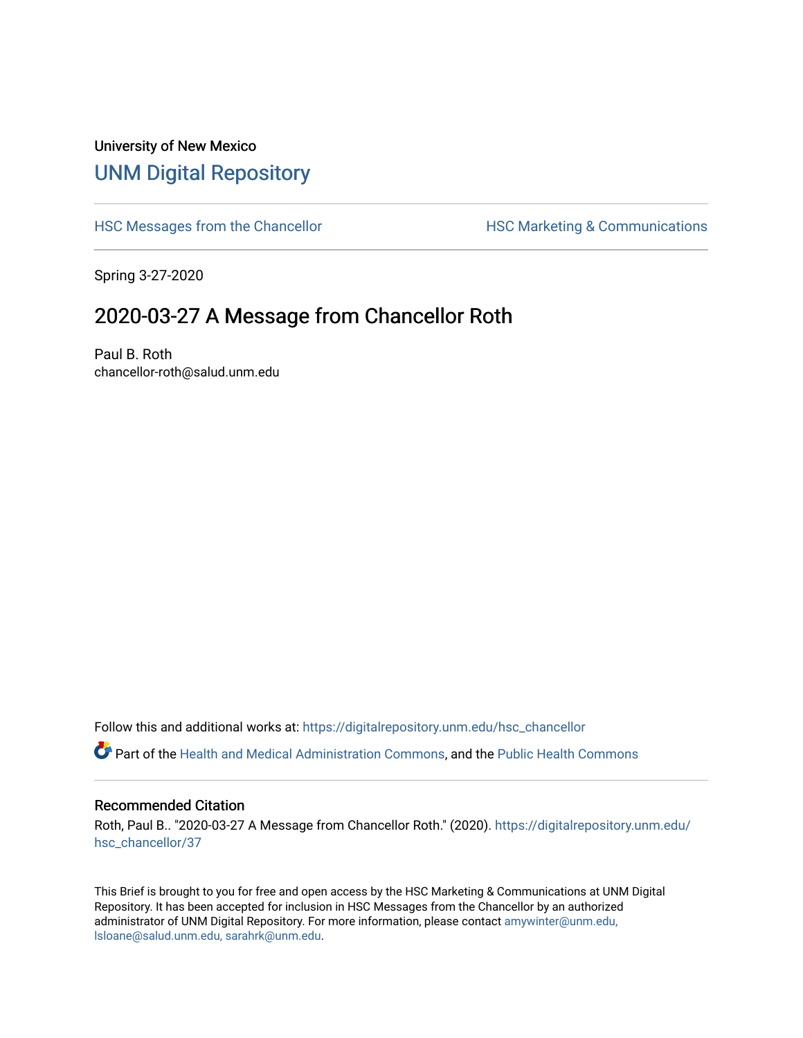University of New Mexico

# UNM Digital Repository

HSC Messages from the Chancellor | HSC Marketing & Communications

Spring 3-27-2020

## 2020-03-27 A Message from Chancellor Roth

Paul B. Roth
chancellor-roth@salud.unm.edu

Follow this and additional works at: https://digitalrepository.unm.edu/hsc_chancellor

Part of the Health and Medical Administration Commons, and the Public Health Commons

### Recommended Citation

Roth, Paul B.. "2020-03-27 A Message from Chancellor Roth." (2020). https://digitalrepository.unm.edu/hsc_chancellor/37

This Brief is brought to you for free and open access by the HSC Marketing & Communications at UNM Digital Repository. It has been accepted for inclusion in HSC Messages from the Chancellor by an authorized administrator of UNM Digital Repository. For more information, please contact amywinter@unm.edu, lsloane@salud.unm.edu, sarahrk@unm.edu.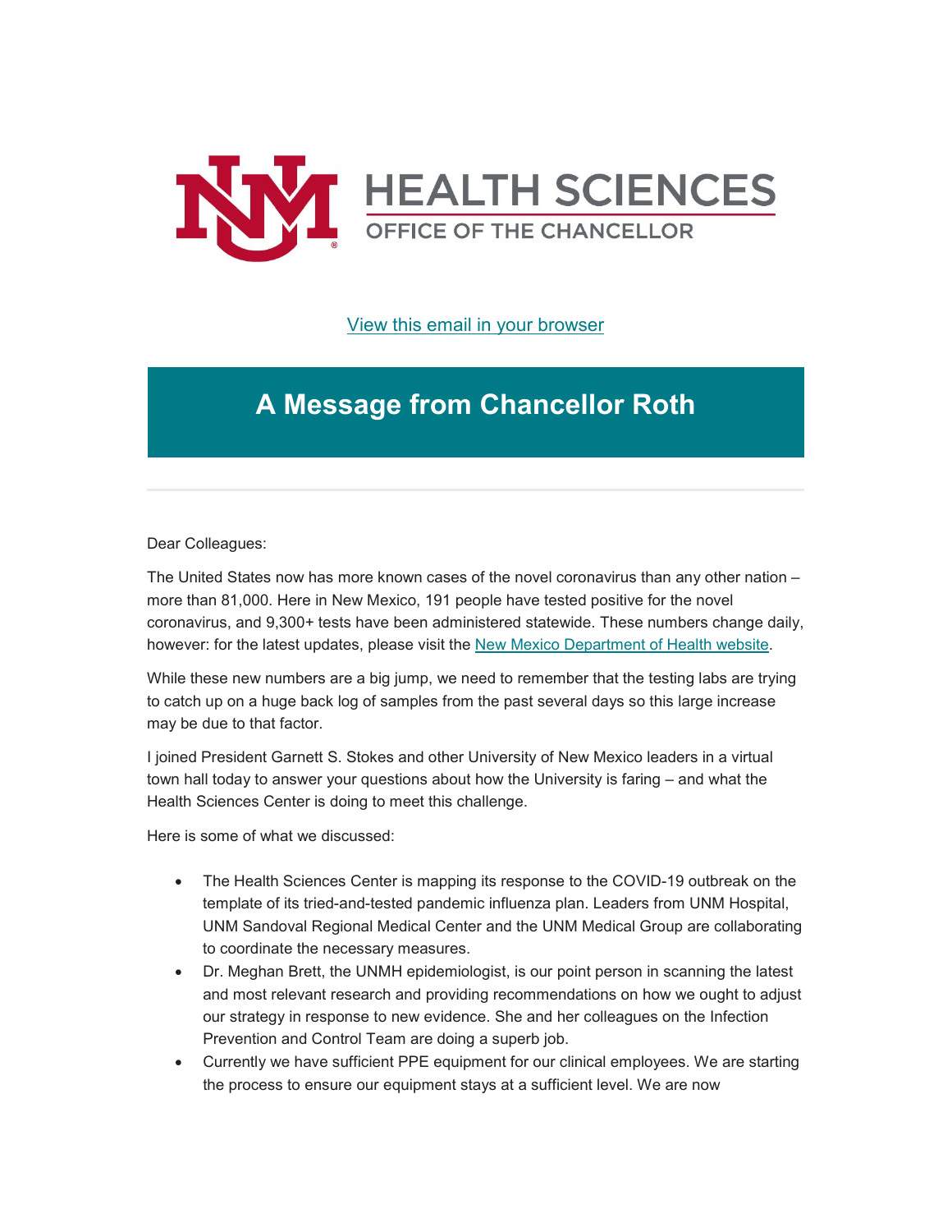HEALTH SCIENCES
OFFICE OF THE CHANCELLOR

[View this email in your browser]

# A Message from Chancellor Roth

---

Dear Colleagues:

The United States now has more known cases of the novel coronavirus than any other nation – more than 81,000. Here in New Mexico, 191 people have tested positive for the novel coronavirus, and 9,300+ tests have been administered statewide. These numbers change daily, however: for the latest updates, please visit the [New Mexico Department of Health website].

While these new numbers are a big jump, we need to remember that the testing labs are trying to catch up on a huge back log of samples from the past several days so this large increase may be due to that factor.

I joined President Garnett S. Stokes and other University of New Mexico leaders in a virtual town hall today to answer your questions about how the University is faring – and what the Health Sciences Center is doing to meet this challenge.

Here is some of what we discussed:

- The Health Sciences Center is mapping its response to the COVID-19 outbreak on the template of its tried-and-tested pandemic influenza plan. Leaders from UNM Hospital, UNM Sandoval Regional Medical Center and the UNM Medical Group are collaborating to coordinate the necessary measures.
- Dr. Meghan Brett, the UNMH epidemiologist, is our point person in scanning the latest and most relevant research and providing recommendations on how we ought to adjust our strategy in response to new evidence. She and her colleagues on the Infection Prevention and Control Team are doing a superb job.
- Currently we have sufficient PPE equipment for our clinical employees. We are starting the process to ensure our equipment stays at a sufficient level. We are now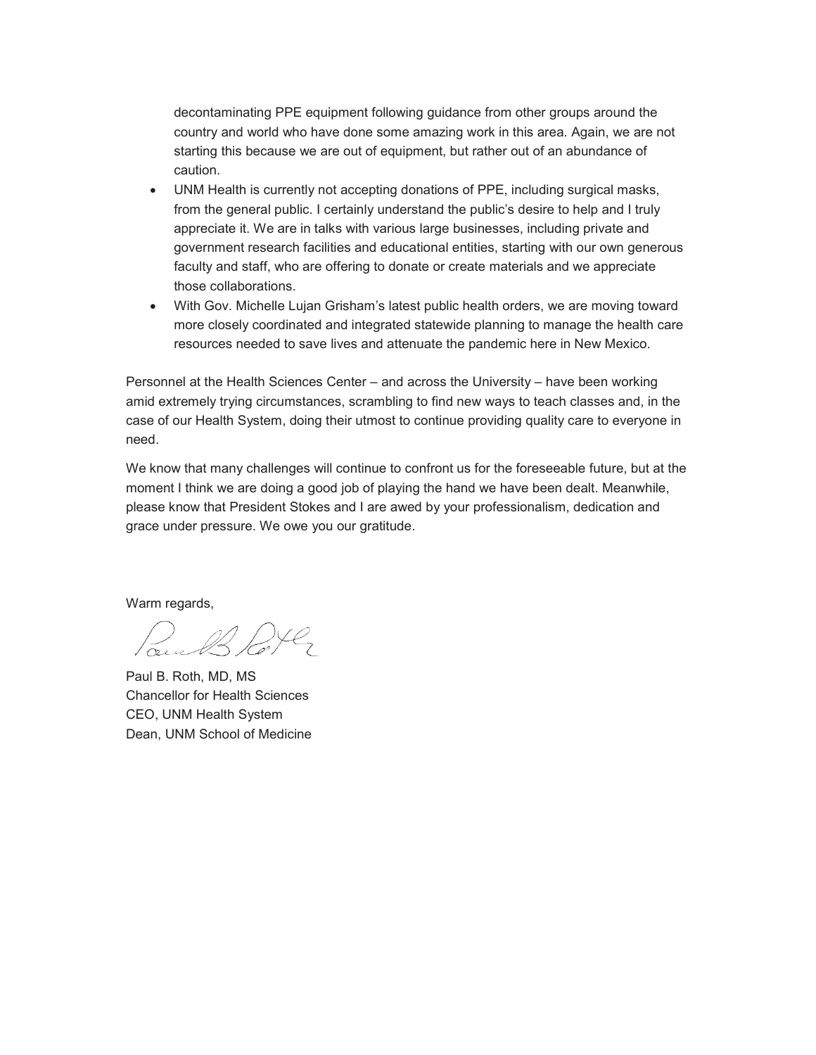decontaminating PPE equipment following guidance from other groups around the country and world who have done some amazing work in this area. Again, we are not starting this because we are out of equipment, but rather out of an abundance of caution.

- UNM Health is currently not accepting donations of PPE, including surgical masks, from the general public. I certainly understand the public's desire to help and I truly appreciate it. We are in talks with various large businesses, including private and government research facilities and educational entities, starting with our own generous faculty and staff, who are offering to donate or create materials and we appreciate those collaborations.
- With Gov. Michelle Lujan Grisham's latest public health orders, we are moving toward more closely coordinated and integrated statewide planning to manage the health care resources needed to save lives and attenuate the pandemic here in New Mexico.

Personnel at the Health Sciences Center – and across the University – have been working amid extremely trying circumstances, scrambling to find new ways to teach classes and, in the case of our Health System, doing their utmost to continue providing quality care to everyone in need.

We know that many challenges will continue to confront us for the foreseeable future, but at the moment I think we are doing a good job of playing the hand we have been dealt. Meanwhile, please know that President Stokes and I are awed by your professionalism, dedication and grace under pressure. We owe you our gratitude.

Warm regards,

Paul B. Roth, MD, MS
Chancellor for Health Sciences
CEO, UNM Health System
Dean, UNM School of Medicine